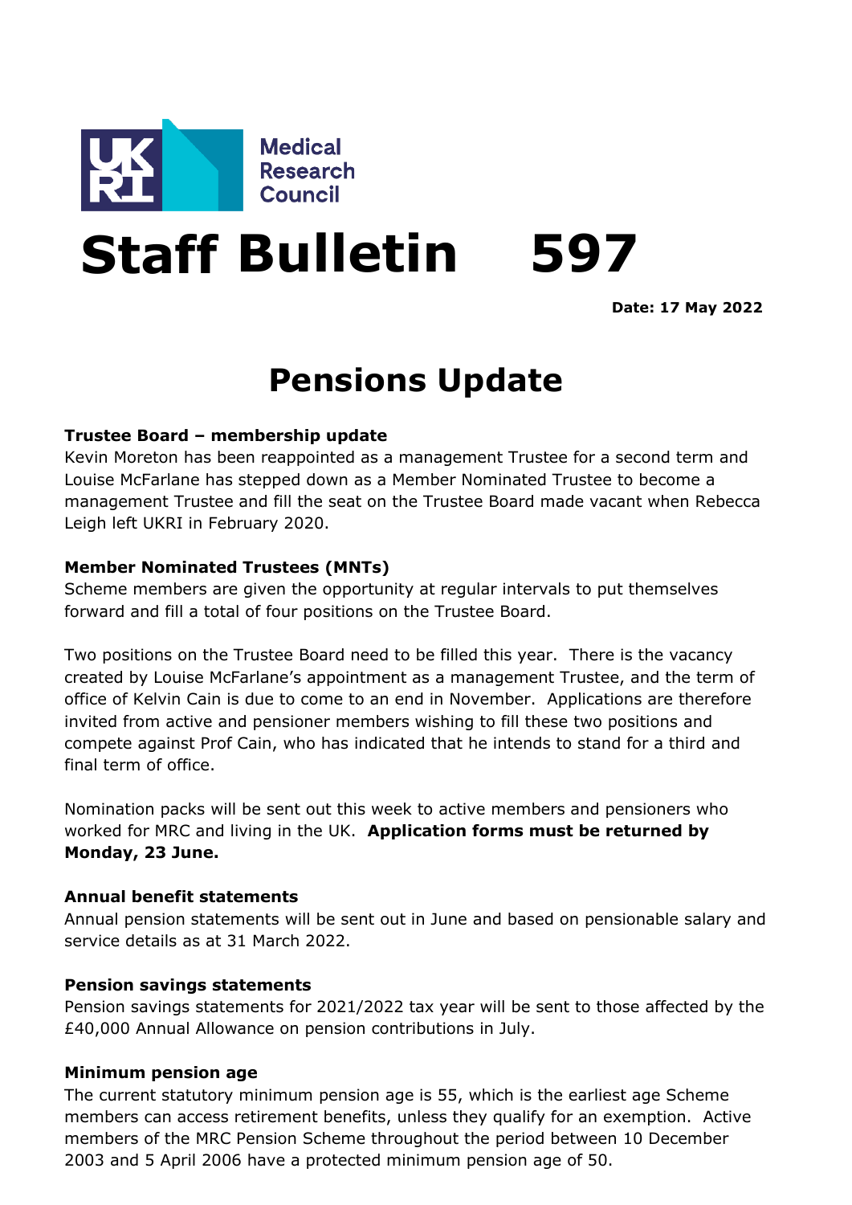Medical Research Council

# Staff Bulletin 597

**Date: 17 May 2022**

## Pensions Update

**Trustee Board – membership update**
Kevin Moreton has been reappointed as a management Trustee for a second term and Louise McFarlane has stepped down as a Member Nominated Trustee to become a management Trustee and fill the seat on the Trustee Board made vacant when Rebecca Leigh left UKRI in February 2020.

**Member Nominated Trustees (MNTs)**
Scheme members are given the opportunity at regular intervals to put themselves forward and fill a total of four positions on the Trustee Board.

Two positions on the Trustee Board need to be filled this year. There is the vacancy created by Louise McFarlane's appointment as a management Trustee, and the term of office of Kelvin Cain is due to come to an end in November. Applications are therefore invited from active and pensioner members wishing to fill these two positions and compete against Prof Cain, who has indicated that he intends to stand for a third and final term of office.

Nomination packs will be sent out this week to active members and pensioners who worked for MRC and living in the UK. **Application forms must be returned by Monday, 23 June.**

**Annual benefit statements**
Annual pension statements will be sent out in June and based on pensionable salary and service details as at 31 March 2022.

**Pension savings statements**
Pension savings statements for 2021/2022 tax year will be sent to those affected by the £40,000 Annual Allowance on pension contributions in July.

**Minimum pension age**
The current statutory minimum pension age is 55, which is the earliest age Scheme members can access retirement benefits, unless they qualify for an exemption. Active members of the MRC Pension Scheme throughout the period between 10 December 2003 and 5 April 2006 have a protected minimum pension age of 50.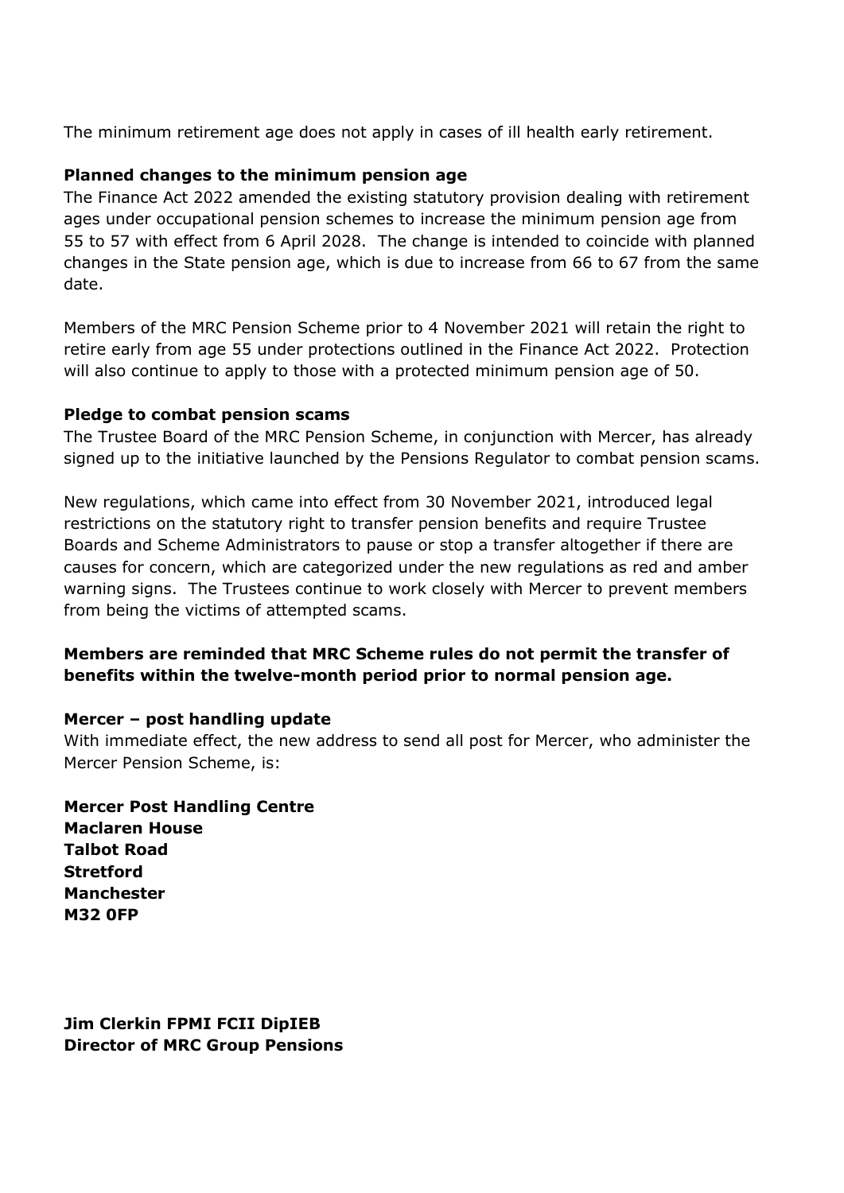The minimum retirement age does not apply in cases of ill health early retirement.

**Planned changes to the minimum pension age**

The Finance Act 2022 amended the existing statutory provision dealing with retirement ages under occupational pension schemes to increase the minimum pension age from 55 to 57 with effect from 6 April 2028. The change is intended to coincide with planned changes in the State pension age, which is due to increase from 66 to 67 from the same date.

Members of the MRC Pension Scheme prior to 4 November 2021 will retain the right to retire early from age 55 under protections outlined in the Finance Act 2022. Protection will also continue to apply to those with a protected minimum pension age of 50.

**Pledge to combat pension scams**

The Trustee Board of the MRC Pension Scheme, in conjunction with Mercer, has already signed up to the initiative launched by the Pensions Regulator to combat pension scams.

New regulations, which came into effect from 30 November 2021, introduced legal restrictions on the statutory right to transfer pension benefits and require Trustee Boards and Scheme Administrators to pause or stop a transfer altogether if there are causes for concern, which are categorized under the new regulations as red and amber warning signs. The Trustees continue to work closely with Mercer to prevent members from being the victims of attempted scams.

**Members are reminded that MRC Scheme rules do not permit the transfer of benefits within the twelve-month period prior to normal pension age.**

**Mercer – post handling update**

With immediate effect, the new address to send all post for Mercer, who administer the Mercer Pension Scheme, is:

**Mercer Post Handling Centre**
**Maclaren House**
**Talbot Road**
**Stretford**
**Manchester**
**M32 0FP**

**Jim Clerkin FPMI FCII DipIEB**
**Director of MRC Group Pensions**